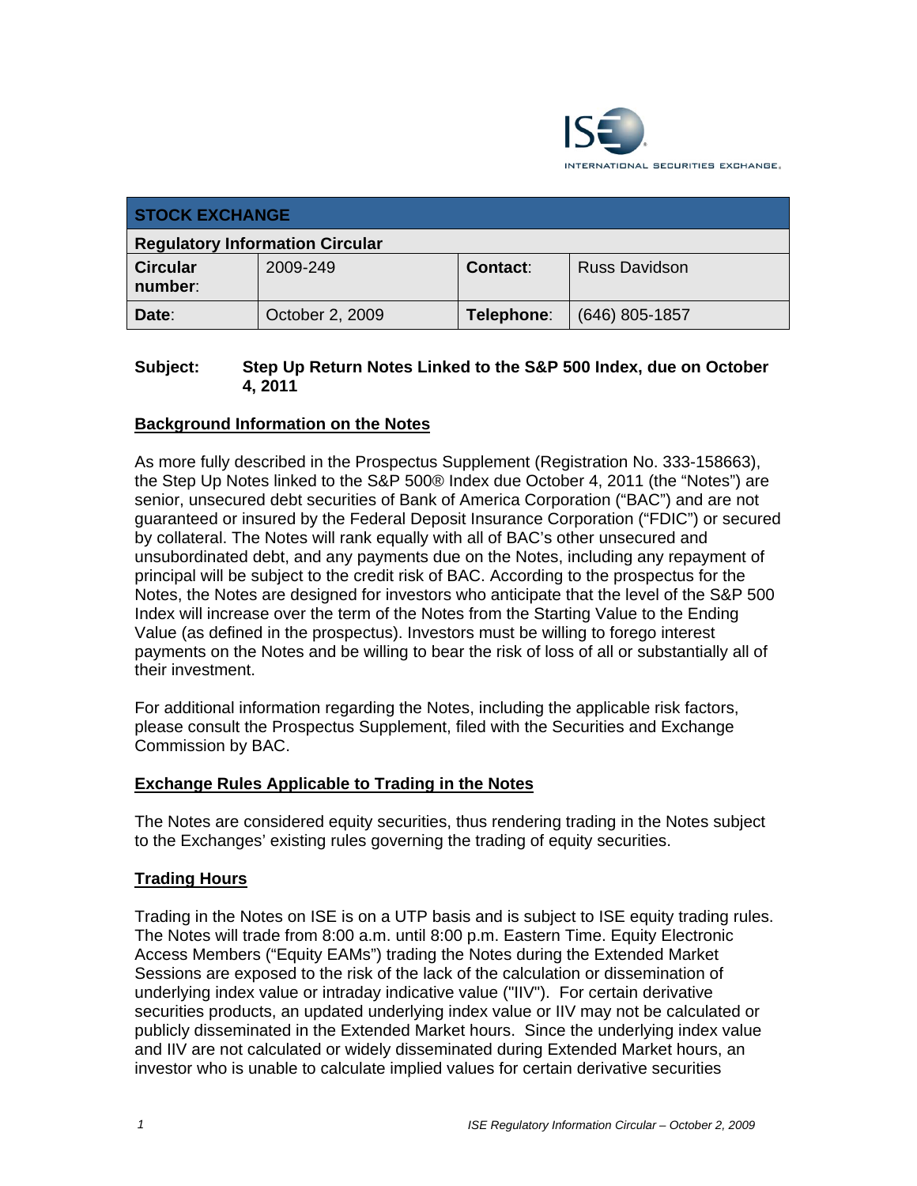## STOCK EXCHANGE

**Regulatory Information Circular**

| **Circular number**: | 2009-249 | **Contact**: | Russ Davidson |
|---|---|---|---|
| **Date**: | October 2, 2009 | **Telephone**: | (646) 805-1857 |

**Subject: Step Up Return Notes Linked to the S&P 500 Index, due on October 4, 2011**

## Background Information on the Notes

As more fully described in the Prospectus Supplement (Registration No. 333-158663), the Step Up Notes linked to the S&P 500® Index due October 4, 2011 (the "Notes") are senior, unsecured debt securities of Bank of America Corporation ("BAC") and are not guaranteed or insured by the Federal Deposit Insurance Corporation ("FDIC") or secured by collateral. The Notes will rank equally with all of BAC's other unsecured and unsubordinated debt, and any payments due on the Notes, including any repayment of principal will be subject to the credit risk of BAC. According to the prospectus for the Notes, the Notes are designed for investors who anticipate that the level of the S&P 500 Index will increase over the term of the Notes from the Starting Value to the Ending Value (as defined in the prospectus). Investors must be willing to forego interest payments on the Notes and be willing to bear the risk of loss of all or substantially all of their investment.

For additional information regarding the Notes, including the applicable risk factors, please consult the Prospectus Supplement, filed with the Securities and Exchange Commission by BAC.

## Exchange Rules Applicable to Trading in the Notes

The Notes are considered equity securities, thus rendering trading in the Notes subject to the Exchanges' existing rules governing the trading of equity securities.

## Trading Hours

Trading in the Notes on ISE is on a UTP basis and is subject to ISE equity trading rules. The Notes will trade from 8:00 a.m. until 8:00 p.m. Eastern Time. Equity Electronic Access Members ("Equity EAMs") trading the Notes during the Extended Market Sessions are exposed to the risk of the lack of the calculation or dissemination of underlying index value or intraday indicative value ("IIV"). For certain derivative securities products, an updated underlying index value or IIV may not be calculated or publicly disseminated in the Extended Market hours. Since the underlying index value and IIV are not calculated or widely disseminated during Extended Market hours, an investor who is unable to calculate implied values for certain derivative securities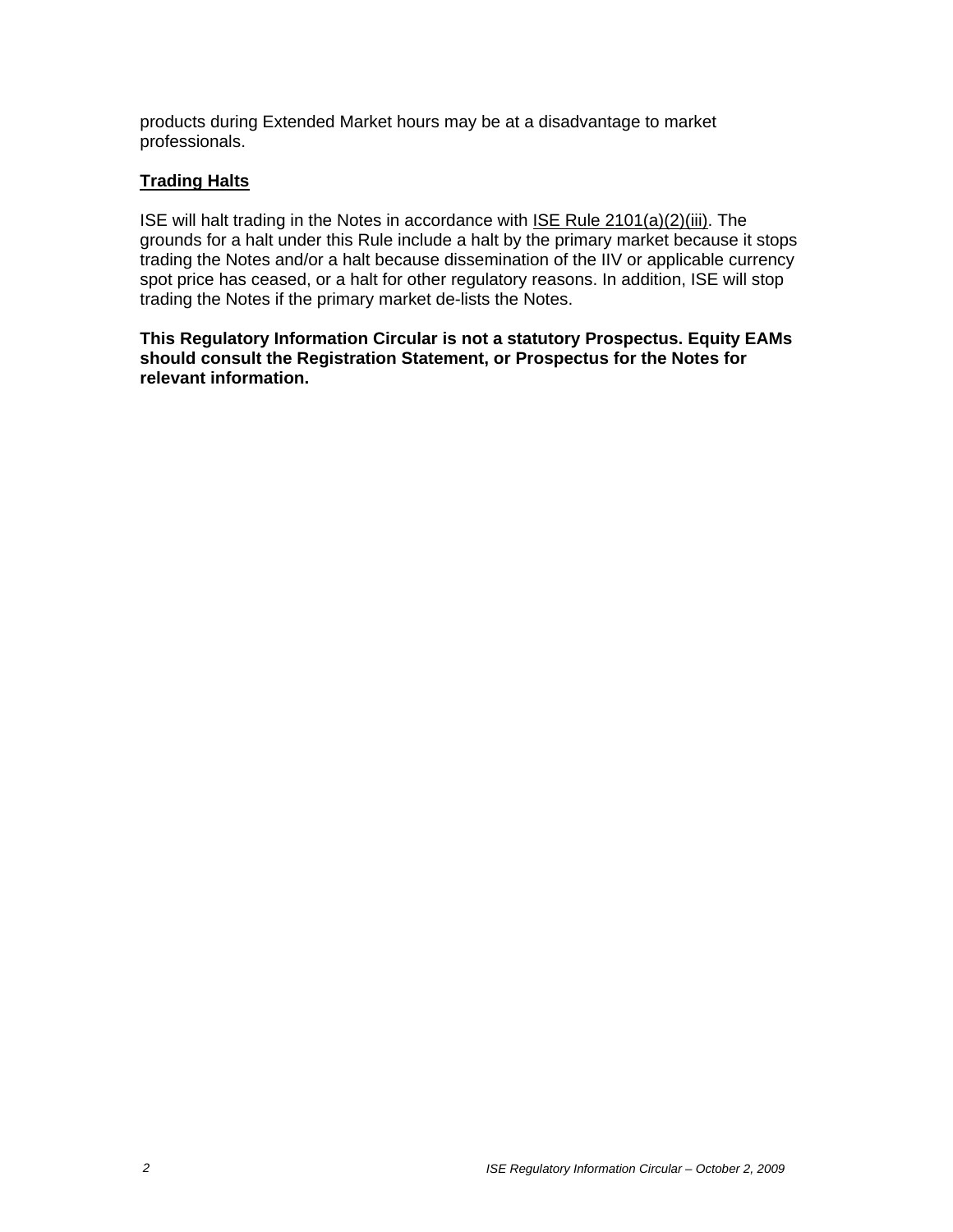products during Extended Market hours may be at a disadvantage to market professionals.

## Trading Halts

ISE will halt trading in the Notes in accordance with ISE Rule 2101(a)(2)(iii). The grounds for a halt under this Rule include a halt by the primary market because it stops trading the Notes and/or a halt because dissemination of the IIV or applicable currency spot price has ceased, or a halt for other regulatory reasons. In addition, ISE will stop trading the Notes if the primary market de-lists the Notes.

**This Regulatory Information Circular is not a statutory Prospectus. Equity EAMs should consult the Registration Statement, or Prospectus for the Notes for relevant information.**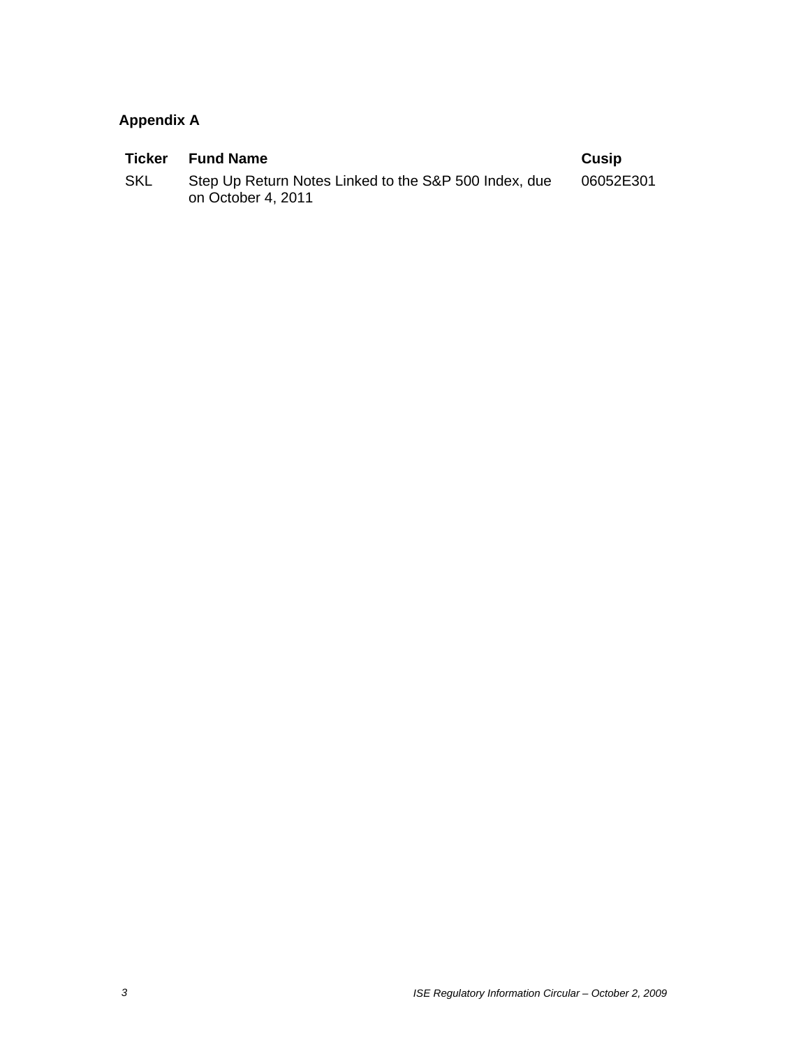## Appendix A

| Ticker | Fund Name | Cusip |
|---|---|---|
| SKL | Step Up Return Notes Linked to the S&P 500 Index, due on October 4, 2011 | 06052E301 |